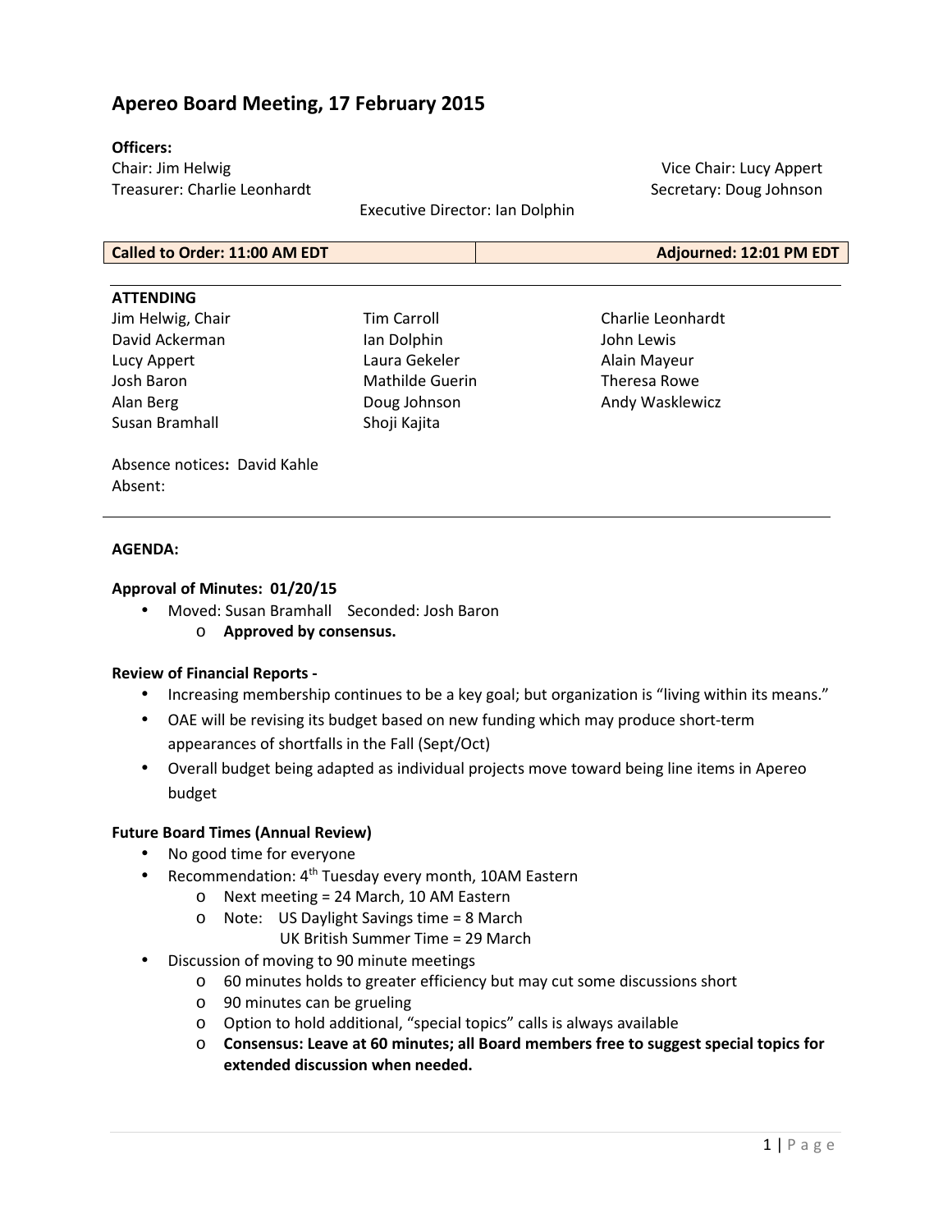# Apereo Board Meeting, 17 February 2015

**Officers:**

Chair: Jim Helwig
Vice Chair: Lucy Appert
Treasurer: Charlie Leonhardt
Secretary: Doug Johnson
Executive Director: Ian Dolphin

| **Called to Order: 11:00 AM EDT** | **Adjourned: 12:01 PM EDT** |
|---|---|

**ATTENDING**

| | | |
|---|---|---|
| Jim Helwig, Chair | Tim Carroll | Charlie Leonhardt |
| David Ackerman | Ian Dolphin | John Lewis |
| Lucy Appert | Laura Gekeler | Alain Mayeur |
| Josh Baron | Mathilde Guerin | Theresa Rowe |
| Alan Berg | Doug Johnson | Andy Wasklewicz |
| Susan Bramhall | Shoji Kajita | |

Absence notices**:** David Kahle
Absent:

**AGENDA:**

**Approval of Minutes: 01/20/15**

- Moved: Susan Bramhall Seconded: Josh Baron
  - **Approved by consensus.**

**Review of Financial Reports -**

- Increasing membership continues to be a key goal; but organization is "living within its means."
- OAE will be revising its budget based on new funding which may produce short-term appearances of shortfalls in the Fall (Sept/Oct)
- Overall budget being adapted as individual projects move toward being line items in Apereo budget

**Future Board Times (Annual Review)**

- No good time for everyone
- Recommendation: 4th Tuesday every month, 10AM Eastern
  - Next meeting = 24 March, 10 AM Eastern
  - Note: US Daylight Savings time = 8 March
    UK British Summer Time = 29 March
- Discussion of moving to 90 minute meetings
  - 60 minutes holds to greater efficiency but may cut some discussions short
  - 90 minutes can be grueling
  - Option to hold additional, "special topics" calls is always available
  - **Consensus: Leave at 60 minutes; all Board members free to suggest special topics for extended discussion when needed.**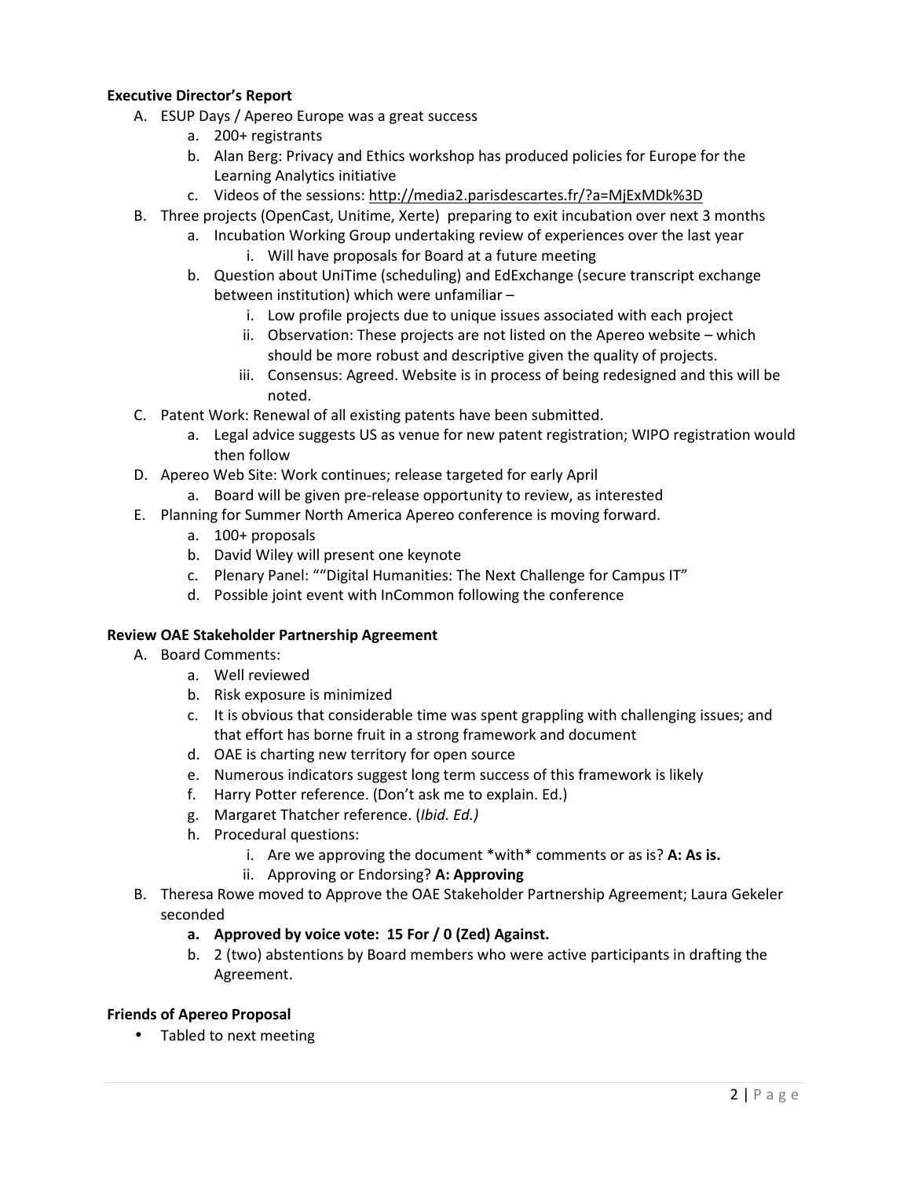**Executive Director's Report**

A. ESUP Days / Apereo Europe was a great success
    a. 200+ registrants
    b. Alan Berg: Privacy and Ethics workshop has produced policies for Europe for the Learning Analytics initiative
    c. Videos of the sessions: http://media2.parisdescartes.fr/?a=MjExMDk%3D
B. Three projects (OpenCast, Unitime, Xerte) preparing to exit incubation over next 3 months
    a. Incubation Working Group undertaking review of experiences over the last year
        i. Will have proposals for Board at a future meeting
    b. Question about UniTime (scheduling) and EdExchange (secure transcript exchange between institution) which were unfamiliar –
        i. Low profile projects due to unique issues associated with each project
        ii. Observation: These projects are not listed on the Apereo website – which should be more robust and descriptive given the quality of projects.
        iii. Consensus: Agreed. Website is in process of being redesigned and this will be noted.
C. Patent Work: Renewal of all existing patents have been submitted.
    a. Legal advice suggests US as venue for new patent registration; WIPO registration would then follow
D. Apereo Web Site: Work continues; release targeted for early April
    a. Board will be given pre-release opportunity to review, as interested
E. Planning for Summer North America Apereo conference is moving forward.
    a. 100+ proposals
    b. David Wiley will present one keynote
    c. Plenary Panel: ""Digital Humanities: The Next Challenge for Campus IT"
    d. Possible joint event with InCommon following the conference

**Review OAE Stakeholder Partnership Agreement**

A. Board Comments:
    a. Well reviewed
    b. Risk exposure is minimized
    c. It is obvious that considerable time was spent grappling with challenging issues; and that effort has borne fruit in a strong framework and document
    d. OAE is charting new territory for open source
    e. Numerous indicators suggest long term success of this framework is likely
    f. Harry Potter reference. (Don't ask me to explain. Ed.)
    g. Margaret Thatcher reference. (*Ibid. Ed.)*
    h. Procedural questions:
        i. Are we approving the document *with* comments or as is? **A: As is.**
        ii. Approving or Endorsing? **A: Approving**
B. Theresa Rowe moved to Approve the OAE Stakeholder Partnership Agreement; Laura Gekeler seconded
    a. **Approved by voice vote: 15 For / 0 (Zed) Against.**
    b. 2 (two) abstentions by Board members who were active participants in drafting the Agreement.

**Friends of Apereo Proposal**

- Tabled to next meeting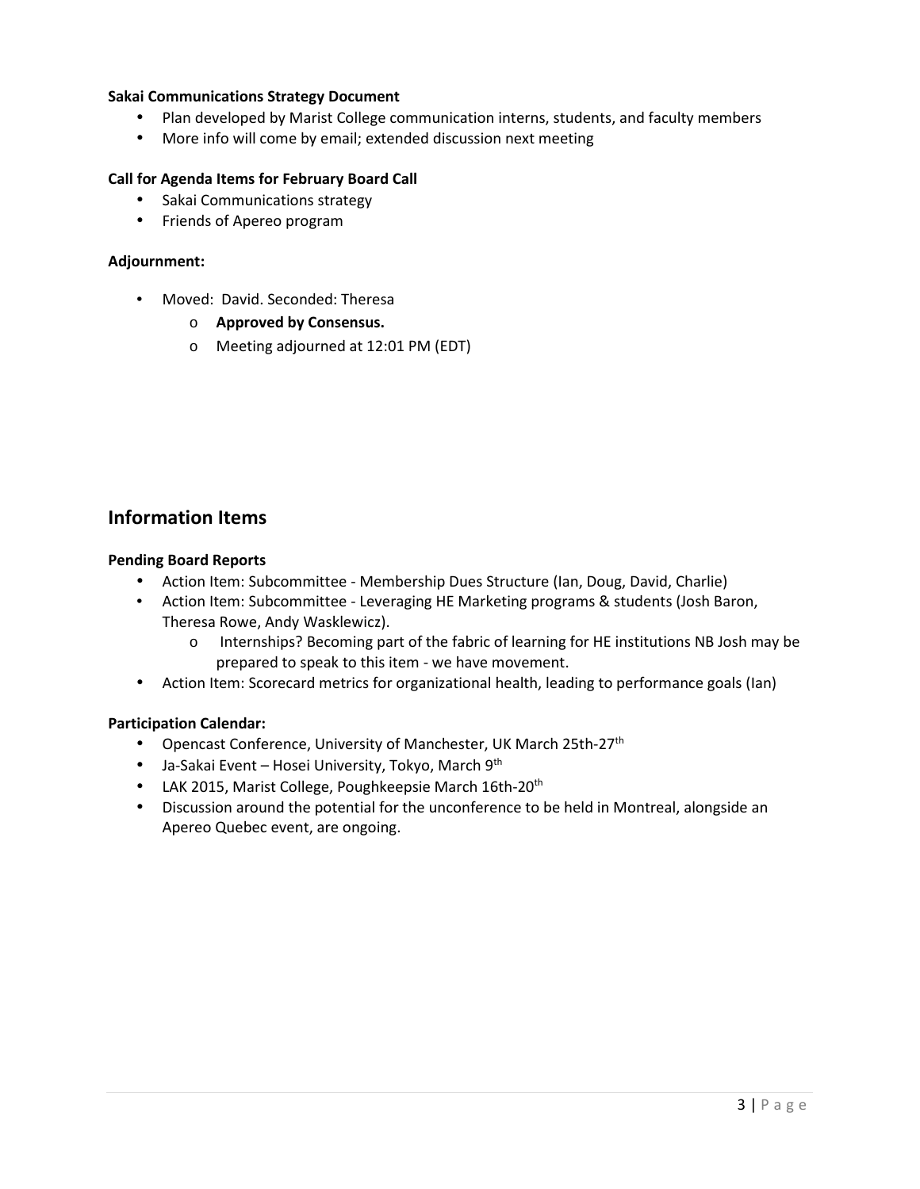**Sakai Communications Strategy Document**

- Plan developed by Marist College communication interns, students, and faculty members
- More info will come by email; extended discussion next meeting

**Call for Agenda Items for February Board Call**

- Sakai Communications strategy
- Friends of Apereo program

**Adjournment:**

- Moved: David. Seconded: Theresa
  - **Approved by Consensus.**
  - Meeting adjourned at 12:01 PM (EDT)

## Information Items

**Pending Board Reports**

- Action Item: Subcommittee - Membership Dues Structure (Ian, Doug, David, Charlie)
- Action Item: Subcommittee - Leveraging HE Marketing programs & students (Josh Baron, Theresa Rowe, Andy Wasklewicz).
  - Internships? Becoming part of the fabric of learning for HE institutions NB Josh may be prepared to speak to this item - we have movement.
- Action Item: Scorecard metrics for organizational health, leading to performance goals (Ian)

**Participation Calendar:**

- Opencast Conference, University of Manchester, UK March 25th-27th
- Ja-Sakai Event – Hosei University, Tokyo, March 9th
- LAK 2015, Marist College, Poughkeepsie March 16th-20th
- Discussion around the potential for the unconference to be held in Montreal, alongside an Apereo Quebec event, are ongoing.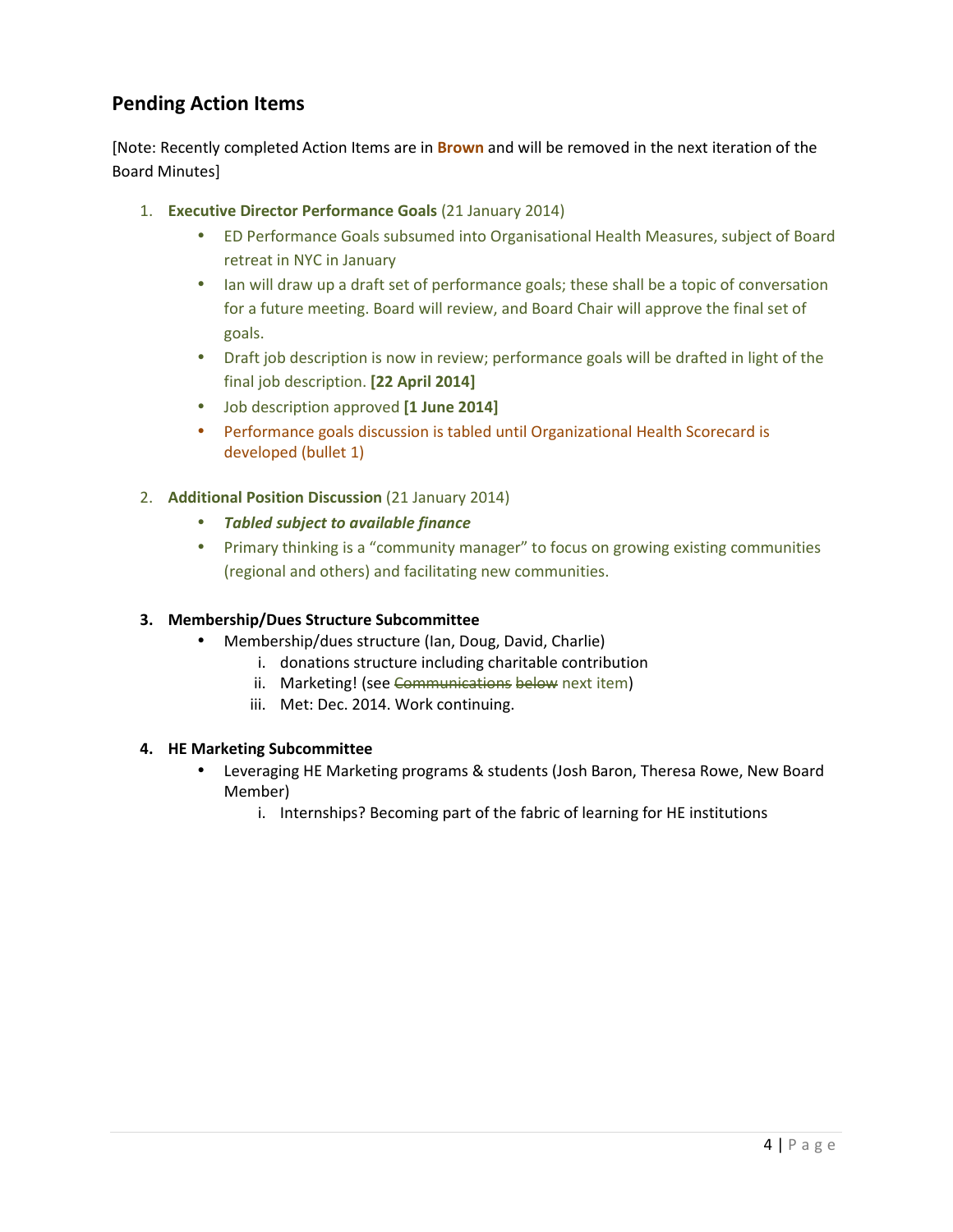## Pending Action Items

[Note: Recently completed Action Items are in **Brown** and will be removed in the next iteration of the Board Minutes]

1. **Executive Director Performance Goals** (21 January 2014)
   - ED Performance Goals subsumed into Organisational Health Measures, subject of Board retreat in NYC in January
   - Ian will draw up a draft set of performance goals; these shall be a topic of conversation for a future meeting. Board will review, and Board Chair will approve the final set of goals.
   - Draft job description is now in review; performance goals will be drafted in light of the final job description. **[22 April 2014]**
   - Job description approved **[1 June 2014]**
   - Performance goals discussion is tabled until Organizational Health Scorecard is developed (bullet 1)

2. **Additional Position Discussion** (21 January 2014)
   - ***Tabled subject to available finance***
   - Primary thinking is a "community manager" to focus on growing existing communities (regional and others) and facilitating new communities.

3. **Membership/Dues Structure Subcommittee**
   - Membership/dues structure (Ian, Doug, David, Charlie)
     i. donations structure including charitable contribution
     ii. Marketing! (see ~~Communications~~ ~~below~~ next item)
     iii. Met: Dec. 2014. Work continuing.

4. **HE Marketing Subcommittee**
   - Leveraging HE Marketing programs & students (Josh Baron, Theresa Rowe, New Board Member)
     i. Internships? Becoming part of the fabric of learning for HE institutions